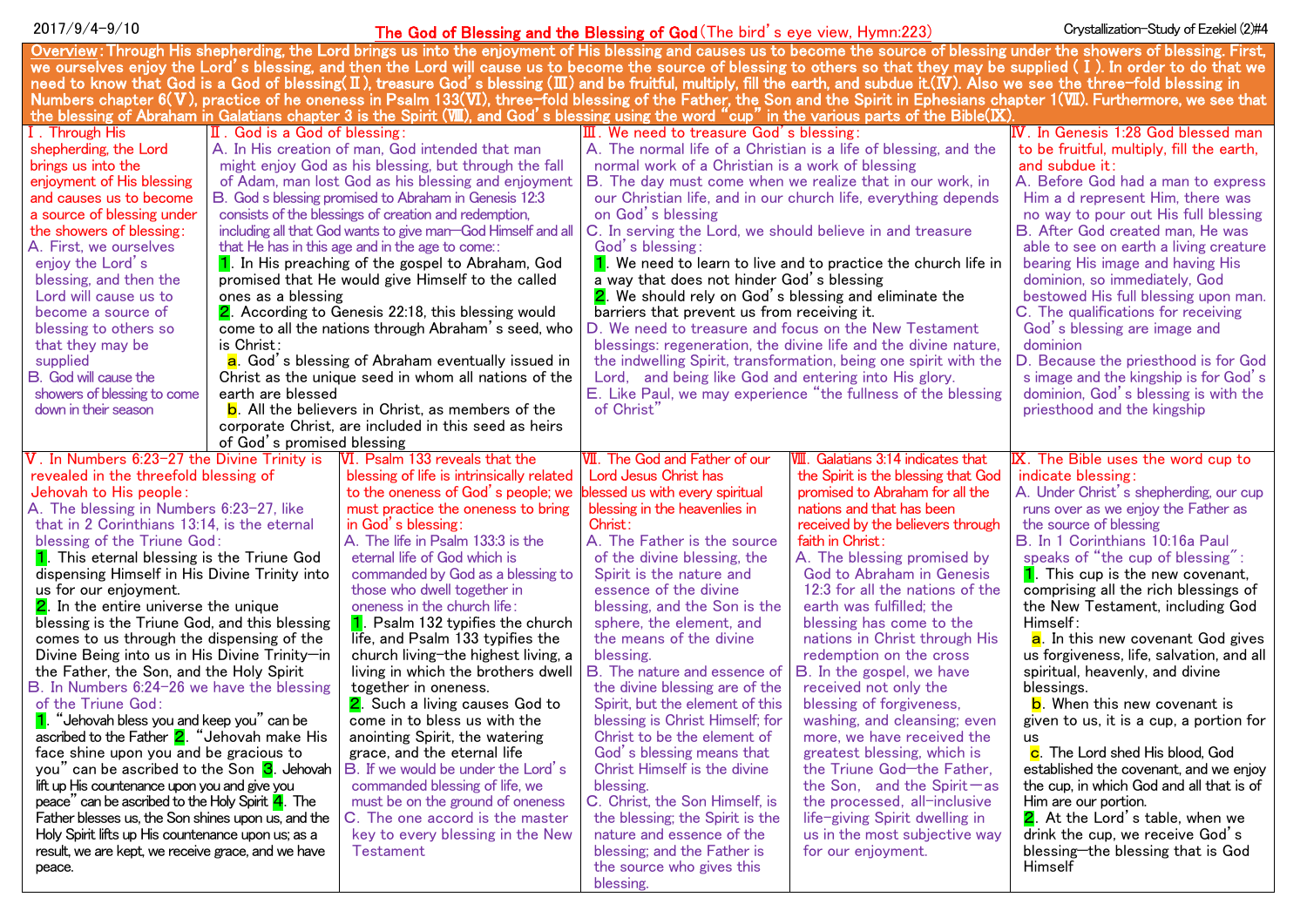2017/9/4-9/10 Crystallization-Study of Ezekiel (2)#4

# The God of Blessing and the Blessing of God (The bird's eye view, Hymn:223)

**Overview**: Through His shepherding, the Lord brings us into the enjoyment of His blessing and causes us to become the source of blessing under the showers of blessing. First, we ourselves enjoy the Lord's blessing, and then the Lord will cause us to become the source of blessing to others so that they may be supplied (Ⅰ). In order to do that we need to know that God is a God of blessing(Ⅱ), treasure God's blessing (Ⅲ) and be fruitful, multiply, fill the earth, and subdue it.(Ⅳ). Also we see the three-fold blessing in Numbers chapter 6(Ⅴ), practice of he oneness in Psalm 133(Ⅵ), three-fold blessing of the Father, the Son and the Spirit in Ephesians chapter 1(Ⅶ). Furthermore, we see that the blessing of Abraham in Galatians chapter 3 is the Spirit (Ⅷ), and God's blessing using the word "cup" in the various parts of the Bible(Ⅸ).

## Ⅰ. Through His shepherding, the Lord brings us into the enjoyment of His blessing and causes us to become a source of blessing under the showers of blessing:

A. First, we ourselves enjoy the Lord's blessing, and then the Lord will cause us to become a source of blessing to others so that they may be supplied

B. God will cause the showers of blessing to come down in their season

## Ⅱ. God is a God of blessing:

A. In His creation of man, God intended that man might enjoy God as his blessing, but through the fall of Adam, man lost God as his blessing and enjoyment

B. God s blessing promised to Abraham in Genesis 12:3 consists of the blessings of creation and redemption, including all that God wants to give man—God Himself and all that He has in this age and in the age to come::

1. In His preaching of the gospel to Abraham, God promised that He would give Himself to the called ones as a blessing

2. According to Genesis 22:18, this blessing would come to all the nations through Abraham's seed, who is Christ:

a. God's blessing of Abraham eventually issued in Christ as the unique seed in whom all nations of the earth are blessed

b. All the believers in Christ, as members of the corporate Christ, are included in this seed as heirs of God's promised blessing

## Ⅲ. We need to treasure God's blessing:

A. The normal life of a Christian is a life of blessing, and the normal work of a Christian is a work of blessing

B. The day must come when we realize that in our work, in our Christian life, and in our church life, everything depends on God's blessing

C. In serving the Lord, we should believe in and treasure God's blessing:

1. We need to learn to live and to practice the church life in a way that does not hinder God's blessing

2. We should rely on God's blessing and eliminate the barriers that prevent us from receiving it.

D. We need to treasure and focus on the New Testament blessings: regeneration, the divine life and the divine nature, the indwelling Spirit, transformation, being one spirit with the Lord, and being like God and entering into His glory.

E. Like Paul, we may experience "the fullness of the blessing of Christ"

## Ⅳ. In Genesis 1:28 God blessed man to be fruitful, multiply, fill the earth, and subdue it:

A. Before God had a man to express Him a d represent Him, there was no way to pour out His full blessing

B. After God created man, He was able to see on earth a living creature bearing His image and having His dominion, so immediately, God bestowed His full blessing upon man.

C. The qualifications for receiving God's blessing are image and dominion

D. Because the priesthood is for God s image and the kingship is for God's dominion, God's blessing is with the priesthood and the kingship

## Ⅴ. In Numbers 6:23-27 the Divine Trinity is revealed in the threefold blessing of Jehovah to His people:

A. The blessing in Numbers 6:23-27, like that in 2 Corinthians 13:14, is the eternal blessing of the Triune God:

1. This eternal blessing is the Triune God dispensing Himself in His Divine Trinity into us for our enjoyment.

2. In the entire universe the unique blessing is the Triune God, and this blessing comes to us through the dispensing of the Divine Being into us in His Divine Trinity—in the Father, the Son, and the Holy Spirit

B. In Numbers 6:24-26 we have the blessing of the Triune God:

1. "Jehovah bless you and keep you" can be ascribed to the Father 2. "Jehovah make His face shine upon you and be gracious to you" can be ascribed to the Son 3. Jehovah lift up His countenance upon you and give you peace" can be ascribed to the Holy Spirit 4. The Father blesses us, the Son shines upon us, and the Holy Spirit lifts up His countenance upon us; as a result, we are kept, we receive grace, and we have peace.

## Ⅵ. Psalm 133 reveals that the blessing of life is intrinsically related to the oneness of God's people; we must practice the oneness to bring in God's blessing:

A. The life in Psalm 133:3 is the eternal life of God which is commanded by God as a blessing to those who dwell together in oneness in the church life:

1. Psalm 132 typifies the church life, and Psalm 133 typifies the church living-the highest living, a living in which the brothers dwell together in oneness.

2. Such a living causes God to come in to bless us with the anointing Spirit, the watering grace, and the eternal life

B. If we would be under the Lord's commanded blessing of life, we must be on the ground of oneness

C. The one accord is the master key to every blessing in the New Testament

## Ⅶ. The God and Father of our Lord Jesus Christ has blessed us with every spiritual blessing in the heavenlies in Christ:

A. The Father is the source of the divine blessing, the Spirit is the nature and essence of the divine blessing, and the Son is the sphere, the element, and the means of the divine blessing.

B. The nature and essence of the divine blessing are of the Spirit, but the element of this blessing is Christ Himself; for Christ to be the element of God's blessing means that Christ Himself is the divine blessing.

C. Christ, the Son Himself, is the blessing; the Spirit is the nature and essence of the blessing; and the Father is the source who gives this blessing.

## Ⅷ. Galatians 3:14 indicates that the Spirit is the blessing that God promised to Abraham for all the nations and that has been received by the believers through faith in Christ:

A. The blessing promised by God to Abraham in Genesis 12:3 for all the nations of the earth was fulfilled; the blessing has come to the nations in Christ through His redemption on the cross

B. In the gospel, we have received not only the blessing of forgiveness, washing, and cleansing; even more, we have received the greatest blessing, which is the Triune God—the Father, the Son, and the Spirit—as the processed, all-inclusive life-giving Spirit dwelling in us in the most subjective way for our enjoyment.

## Ⅸ. The Bible uses the word cup to indicate blessing:

A. Under Christ's shepherding, our cup runs over as we enjoy the Father as the source of blessing

B. In 1 Corinthians 10:16a Paul speaks of "the cup of blessing":

1. This cup is the new covenant, comprising all the rich blessings of the New Testament, including God Himself:

a. In this new covenant God gives us forgiveness, life, salvation, and all spiritual, heavenly, and divine blessings.

b. When this new covenant is given to us, it is a cup, a portion for us

c. The Lord shed His blood, God established the covenant, and we enjoy the cup, in which God and all that is of Him are our portion.

2. At the Lord's table, when we drink the cup, we receive God's blessing—the blessing that is God Himself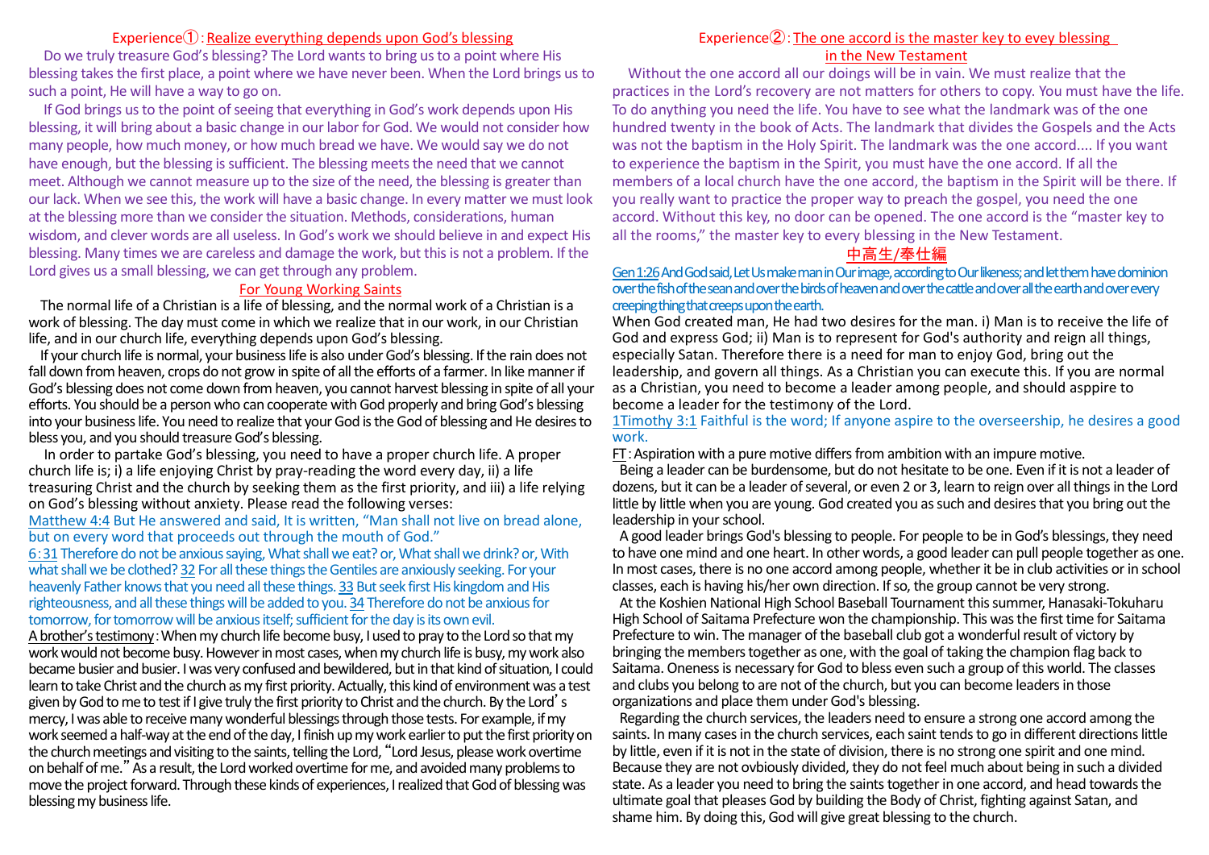## Experience①：Realize everything depends upon God's blessing

Do we truly treasure God's blessing? The Lord wants to bring us to a point where His blessing takes the first place, a point where we have never been. When the Lord brings us to such a point, He will have a way to go on.

If God brings us to the point of seeing that everything in God's work depends upon His blessing, it will bring about a basic change in our labor for God. We would not consider how many people, how much money, or how much bread we have. We would say we do not have enough, but the blessing is sufficient. The blessing meets the need that we cannot meet. Although we cannot measure up to the size of the need, the blessing is greater than our lack. When we see this, the work will have a basic change. In every matter we must look at the blessing more than we consider the situation. Methods, considerations, human wisdom, and clever words are all useless. In God's work we should believe in and expect His blessing. Many times we are careless and damage the work, but this is not a problem. If the Lord gives us a small blessing, we can get through any problem.

### For Young Working Saints

The normal life of a Christian is a life of blessing, and the normal work of a Christian is a work of blessing. The day must come in which we realize that in our work, in our Christian life, and in our church life, everything depends upon God's blessing.

If your church life is normal, your business life is also under God's blessing. If the rain does not fall down from heaven, crops do not grow in spite of all the efforts of a farmer. In like manner if God's blessing does not come down from heaven, you cannot harvest blessing in spite of all your efforts. You should be a person who can cooperate with God properly and bring God's blessing into your business life. You need to realize that your God is the God of blessing and He desires to bless you, and you should treasure God's blessing.

In order to partake God's blessing, you need to have a proper church life. A proper church life is; i) a life enjoying Christ by pray-reading the word every day, ii) a life treasuring Christ and the church by seeking them as the first priority, and iii) a life relying on God's blessing without anxiety. Please read the following verses:

Matthew 4:4 But He answered and said, It is written, "Man shall not live on bread alone, but on every word that proceeds out through the mouth of God."

6:31 Therefore do not be anxious saying, What shall we eat? or, What shall we drink? or, With what shall we be clothed? 32 For all these things the Gentiles are anxiously seeking. For your heavenly Father knows that you need all these things. 33 But seek first His kingdom and His righteousness, and all these things will be added to you. 34 Therefore do not be anxious for tomorrow, for tomorrow will be anxious itself; sufficient for the day is its own evil.

A brother's testimony: When my church life become busy, I used to pray to the Lord so that my work would not become busy. However in most cases, when my church life is busy, my work also became busier and busier. I was very confused and bewildered, but in that kind of situation, I could learn to take Christ and the church as my first priority. Actually, this kind of environment was a test given by God to me to test if I give truly the first priority to Christ and the church. By the Lord's mercy, I was able to receive many wonderful blessings through those tests. For example, if my work seemed a half-way at the end of the day, I finish up my work earlier to put the first priority on the church meetings and visiting to the saints, telling the Lord, "Lord Jesus, please work overtime on behalf of me." As a result, the Lord worked overtime for me, and avoided many problems to move the project forward. Through these kinds of experiences, I realized that God of blessing was blessing my business life.

## Experience②：The one accord is the master key to evey blessing in the New Testament

Without the one accord all our doings will be in vain. We must realize that the practices in the Lord's recovery are not matters for others to copy. You must have the life. To do anything you need the life. You have to see what the landmark was of the one hundred twenty in the book of Acts. The landmark that divides the Gospels and the Acts was not the baptism in the Holy Spirit. The landmark was the one accord.... If you want to experience the baptism in the Spirit, you must have the one accord. If all the members of a local church have the one accord, the baptism in the Spirit will be there. If you really want to practice the proper way to preach the gospel, you need the one accord. Without this key, no door can be opened. The one accord is the "master key to all the rooms," the master key to every blessing in the New Testament.

### 中高生/奉仕編

Gen 1:26 And God said, Let Us make man in Our image, according to Our likeness; and let them have dominion over the fish of the sean and over the birds of heaven and over the cattle and over all the earth and over every creeping thing that creeps upon the earth.

When God created man, He had two desires for the man. i) Man is to receive the life of God and express God; ii) Man is to represent for God's authority and reign all things, especially Satan. Therefore there is a need for man to enjoy God, bring out the leadership, and govern all things. As a Christian you can execute this. If you are normal as a Christian, you need to become a leader among people, and should asppire to become a leader for the testimony of the Lord.

1Timothy 3:1 Faithful is the word; If anyone aspire to the overseership, he desires a good work.

FT: Aspiration with a pure motive differs from ambition with an impure motive.

Being a leader can be burdensome, but do not hesitate to be one. Even if it is not a leader of dozens, but it can be a leader of several, or even 2 or 3, learn to reign over all things in the Lord little by little when you are young. God created you as such and desires that you bring out the leadership in your school.

A good leader brings God's blessing to people. For people to be in God's blessings, they need to have one mind and one heart. In other words, a good leader can pull people together as one. In most cases, there is no one accord among people, whether it be in club activities or in school classes, each is having his/her own direction. If so, the group cannot be very strong.

At the Koshien National High School Baseball Tournament this summer, Hanasaki-Tokuharu High School of Saitama Prefecture won the championship. This was the first time for Saitama Prefecture to win. The manager of the baseball club got a wonderful result of victory by bringing the members together as one, with the goal of taking the champion flag back to Saitama. Oneness is necessary for God to bless even such a group of this world. The classes and clubs you belong to are not of the church, but you can become leaders in those organizations and place them under God's blessing.

Regarding the church services, the leaders need to ensure a strong one accord among the saints. In many cases in the church services, each saint tends to go in different directions little by little, even if it is not in the state of division, there is no strong one spirit and one mind. Because they are not ovbiously divided, they do not feel much about being in such a divided state. As a leader you need to bring the saints together in one accord, and head towards the ultimate goal that pleases God by building the Body of Christ, fighting against Satan, and shame him. By doing this, God will give great blessing to the church.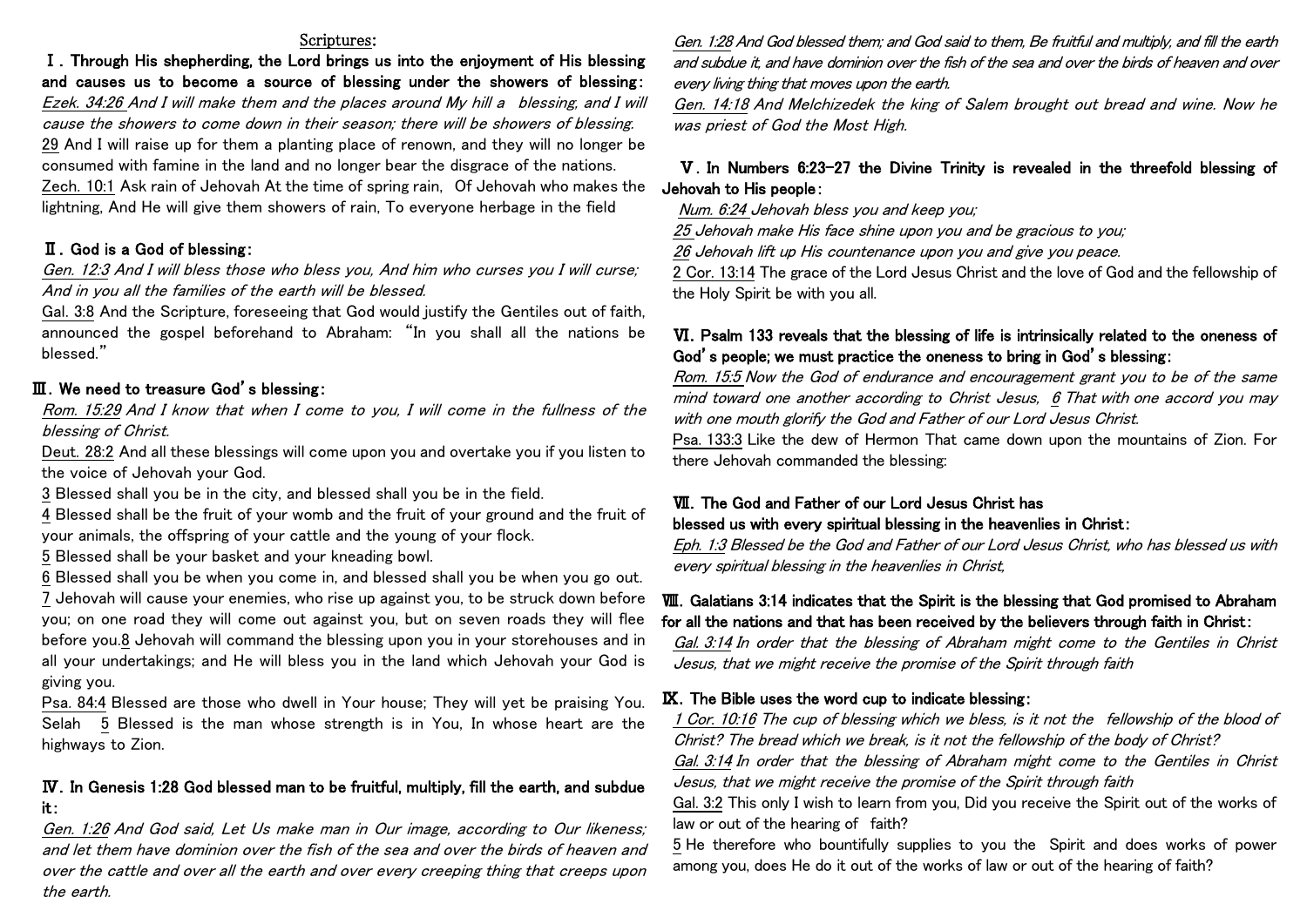Scriptures:

**Ⅰ. Through His shepherding, the Lord brings us into the enjoyment of His blessing and causes us to become a source of blessing under the showers of blessing:**

*Ezek. 34:26 And I will make them and the places around My hill a blessing, and I will cause the showers to come down in their season; there will be showers of blessing.*
29 And I will raise up for them a planting place of renown, and they will no longer be consumed with famine in the land and no longer bear the disgrace of the nations.
Zech. 10:1 Ask rain of Jehovah At the time of spring rain, Of Jehovah who makes the lightning, And He will give them showers of rain, To everyone herbage in the field

**Ⅱ. God is a God of blessing:**

*Gen. 12:3 And I will bless those who bless you, And him who curses you I will curse; And in you all the families of the earth will be blessed.*
Gal. 3:8 And the Scripture, foreseeing that God would justify the Gentiles out of faith, announced the gospel beforehand to Abraham: "In you shall all the nations be blessed."

**Ⅲ. We need to treasure God's blessing:**

*Rom. 15:29 And I know that when I come to you, I will come in the fullness of the blessing of Christ.*
Deut. 28:2 And all these blessings will come upon you and overtake you if you listen to the voice of Jehovah your God.
3 Blessed shall you be in the city, and blessed shall you be in the field.
4 Blessed shall be the fruit of your womb and the fruit of your ground and the fruit of your animals, the offspring of your cattle and the young of your flock.
5 Blessed shall be your basket and your kneading bowl.
6 Blessed shall you be when you come in, and blessed shall you be when you go out.
7 Jehovah will cause your enemies, who rise up against you, to be struck down before you; on one road they will come out against you, but on seven roads they will flee before you. 8 Jehovah will command the blessing upon you in your storehouses and in all your undertakings; and He will bless you in the land which Jehovah your God is giving you.
Psa. 84:4 Blessed are those who dwell in Your house; They will yet be praising You. Selah 5 Blessed is the man whose strength is in You, In whose heart are the highways to Zion.

**Ⅳ. In Genesis 1:28 God blessed man to be fruitful, multiply, fill the earth, and subdue it:**

*Gen. 1:26 And God said, Let Us make man in Our image, according to Our likeness; and let them have dominion over the fish of the sea and over the birds of heaven and over the cattle and over all the earth and over every creeping thing that creeps upon the earth.*
*Gen. 1:28 And God blessed them; and God said to them, Be fruitful and multiply, and fill the earth and subdue it, and have dominion over the fish of the sea and over the birds of heaven and over every living thing that moves upon the earth.*
*Gen. 14:18 And Melchizedek the king of Salem brought out bread and wine. Now he was priest of God the Most High.*

**Ⅴ. In Numbers 6:23-27 the Divine Trinity is revealed in the threefold blessing of Jehovah to His people:**

*Num. 6:24 Jehovah bless you and keep you;*
*25 Jehovah make His face shine upon you and be gracious to you;*
*26 Jehovah lift up His countenance upon you and give you peace.*
2 Cor. 13:14 The grace of the Lord Jesus Christ and the love of God and the fellowship of the Holy Spirit be with you all.

**Ⅵ. Psalm 133 reveals that the blessing of life is intrinsically related to the oneness of God's people; we must practice the oneness to bring in God's blessing:**

*Rom. 15:5 Now the God of endurance and encouragement grant you to be of the same mind toward one another according to Christ Jesus, 6 That with one accord you may with one mouth glorify the God and Father of our Lord Jesus Christ.*
Psa. 133:3 Like the dew of Hermon That came down upon the mountains of Zion. For there Jehovah commanded the blessing:

**Ⅶ. The God and Father of our Lord Jesus Christ has blessed us with every spiritual blessing in the heavenlies in Christ:**

*Eph. 1:3 Blessed be the God and Father of our Lord Jesus Christ, who has blessed us with every spiritual blessing in the heavenlies in Christ,*

**Ⅷ. Galatians 3:14 indicates that the Spirit is the blessing that God promised to Abraham for all the nations and that has been received by the believers through faith in Christ:**

*Gal. 3:14 In order that the blessing of Abraham might come to the Gentiles in Christ Jesus, that we might receive the promise of the Spirit through faith*

**Ⅸ. The Bible uses the word cup to indicate blessing:**

*1 Cor. 10:16 The cup of blessing which we bless, is it not the fellowship of the blood of Christ? The bread which we break, is it not the fellowship of the body of Christ?*
*Gal. 3:14 In order that the blessing of Abraham might come to the Gentiles in Christ Jesus, that we might receive the promise of the Spirit through faith*
Gal. 3:2 This only I wish to learn from you, Did you receive the Spirit out of the works of law or out of the hearing of faith?
5 He therefore who bountifully supplies to you the Spirit and does works of power among you, does He do it out of the works of law or out of the hearing of faith?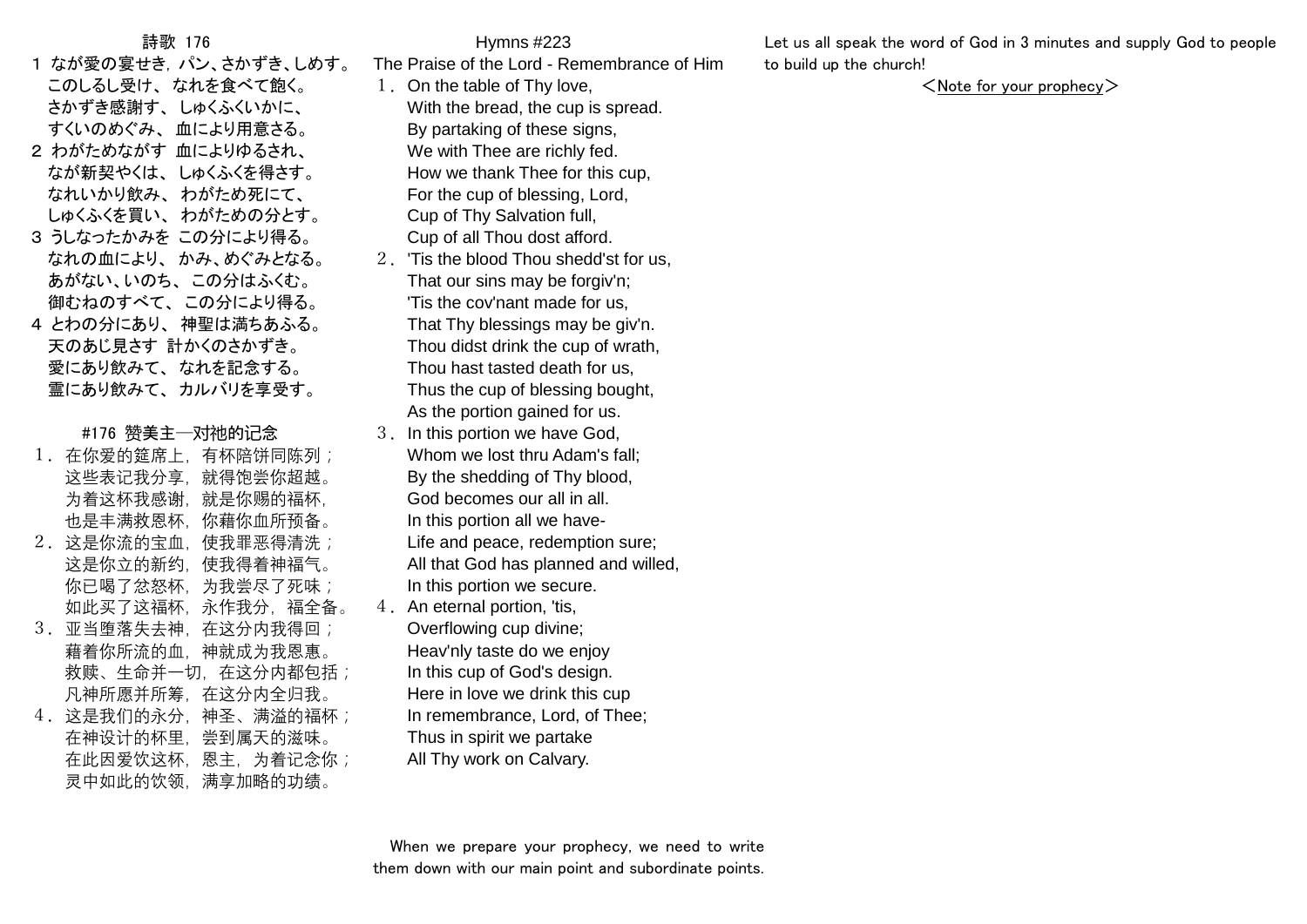詩歌 176

1 なが愛の宴せき，パン、さかずき、しめす。
このしるし受け、 なれを食べて飽く。
さかずき感謝す、 しゅくふくいかに、
すくいのめぐみ、 血により用意さる。

2 わがためながす 血によりゆるされ、
なが新契やくは、 しゅくふくを得さす。
なれいかり飲み、 わがため死にて、
しゅくふくを買い、 わがための分とす。

3 うしなったかみを この分により得る。
なれの血により、 かみ、めぐみとなる。
あがない、いのち、 この分はふくむ。
御むねのすべて、 この分により得る。

4 とわの分にあり、 神聖は満ちあふる。
天のあじ見さす 計かくのさかずき。
愛にあり飲みて、 なれを記念する。
霊にあり飲みて、 カルバリを享受す。

#176 赞美主—对祂的记念

1．在你爱的筵席上，有杯陪饼同陈列；
这些表记我分享，就得饱尝你超越。
为着这杯我感谢，就是你赐的福杯，
也是丰满救恩杯，你藉你血所预备。

2．这是你流的宝血，使我罪恶得清洗；
这是你立的新约，使我得着神福气。
你已喝了忿怒杯，为我尝尽了死味；
如此买了这福杯，永作我分，福全备。

3．亚当堕落失去神，在这分内我得回；
藉着你所流的血，神就成为我恩惠。
救赎、生命并一切，在这分内都包括；
凡神所愿并所筹，在这分内全归我。

4．这是我们的永分，神圣、满溢的福杯；
在神设计的杯里，尝到属天的滋味。
在此因爱饮这杯，恩主，为着记念你；
灵中如此的饮领，满享加略的功绩。

Hymns #223

The Praise of the Lord - Remembrance of Him

1．On the table of Thy love,
With the bread, the cup is spread.
By partaking of these signs,
We with Thee are richly fed.
How we thank Thee for this cup,
For the cup of blessing, Lord,
Cup of Thy Salvation full,
Cup of all Thou dost afford.

2．'Tis the blood Thou shedd'st for us,
That our sins may be forgiv'n;
'Tis the cov'nant made for us,
That Thy blessings may be giv'n.
Thou didst drink the cup of wrath,
Thou hast tasted death for us,
Thus the cup of blessing bought,
As the portion gained for us.

3．In this portion we have God,
Whom we lost thru Adam's fall;
By the shedding of Thy blood,
God becomes our all in all.
In this portion all we have-
Life and peace, redemption sure;
All that God has planned and willed,
In this portion we secure.

4．An eternal portion, 'tis,
Overflowing cup divine;
Heav'nly taste do we enjoy
In this cup of God's design.
Here in love we drink this cup
In remembrance, Lord, of Thee;
Thus in spirit we partake
All Thy work on Calvary.

When we prepare your prophecy, we need to write them down with our main point and subordinate points.

Let us all speak the word of God in 3 minutes and supply God to people to build up the church!

＜Note for your prophecy＞